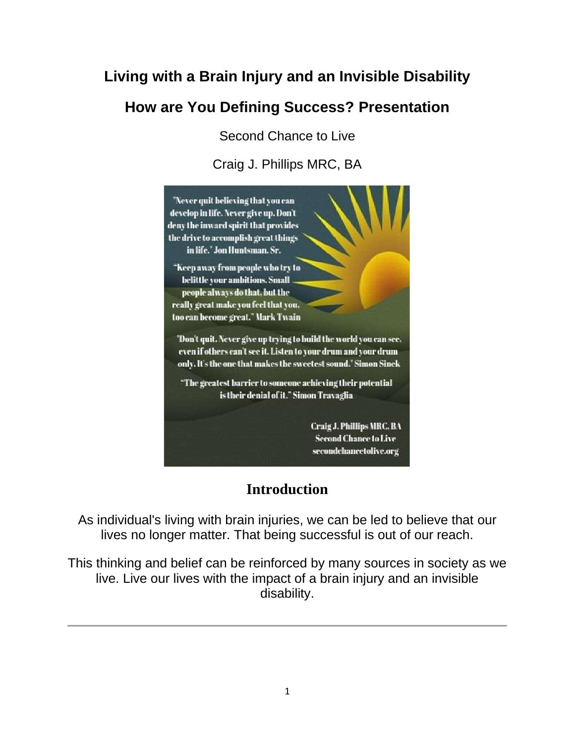# Living with a Brain Injury and an Invisible Disability

## How are You Defining Success? Presentation

Second Chance to Live

Craig J. Phillips MRC, BA

"Never quit believing that you can develop in life. Never give up. Don't deny the inward spirit that provides the drive to accomplish great things in life." Jon Huntsman, Sr.

"Keep away from people who try to belittle your ambitions. Small people always do that, but the really great make you feel that you, too can become great." Mark Twain

"Don't quit. Never give up trying to build the world you can see, even if others can't see it. Listen to your drum and your drum only. It's the one that makes the sweetest sound." Simon Sinek

"The greatest barrier to someone achieving their potential is their denial of it." Simon Travaglia

Craig J. Phillips MRC, BA
Second Chance to Live
secondchancetolive.org

## Introduction

As individual's living with brain injuries, we can be led to believe that our lives no longer matter. That being successful is out of our reach.

This thinking and belief can be reinforced by many sources in society as we live. Live our lives with the impact of a brain injury and an invisible disability.

---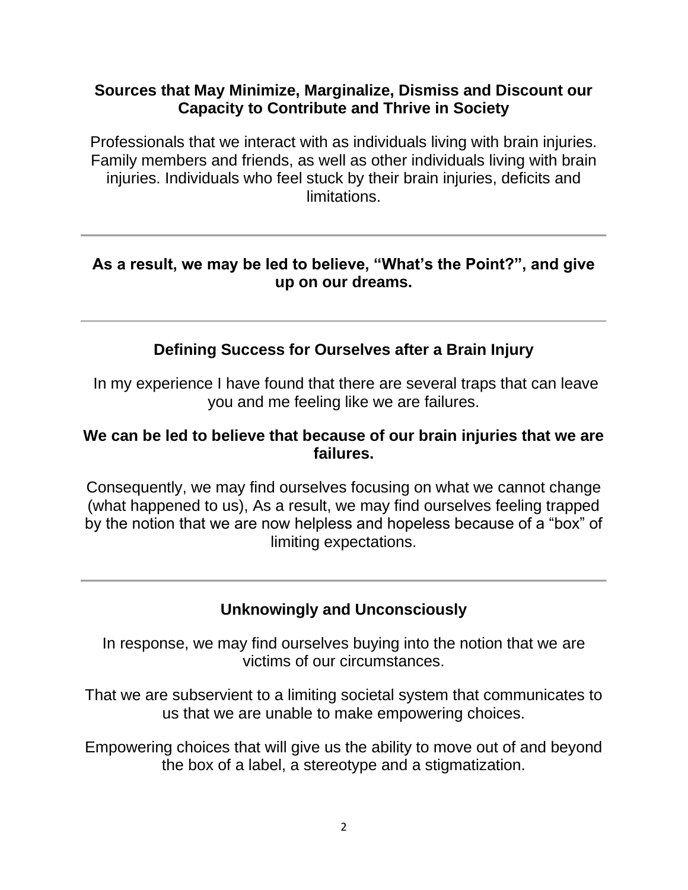**Sources that May Minimize, Marginalize, Dismiss and Discount our Capacity to Contribute and Thrive in Society**

Professionals that we interact with as individuals living with brain injuries. Family members and friends, as well as other individuals living with brain injuries. Individuals who feel stuck by their brain injuries, deficits and limitations.

---

**As a result, we may be led to believe, "What's the Point?", and give up on our dreams.**

---

## Defining Success for Ourselves after a Brain Injury

In my experience I have found that there are several traps that can leave you and me feeling like we are failures.

**We can be led to believe that because of our brain injuries that we are failures.**

Consequently, we may find ourselves focusing on what we cannot change (what happened to us), As a result, we may find ourselves feeling trapped by the notion that we are now helpless and hopeless because of a "box" of limiting expectations.

---

## Unknowingly and Unconsciously

In response, we may find ourselves buying into the notion that we are victims of our circumstances.

That we are subservient to a limiting societal system that communicates to us that we are unable to make empowering choices.

Empowering choices that will give us the ability to move out of and beyond the box of a label, a stereotype and a stigmatization.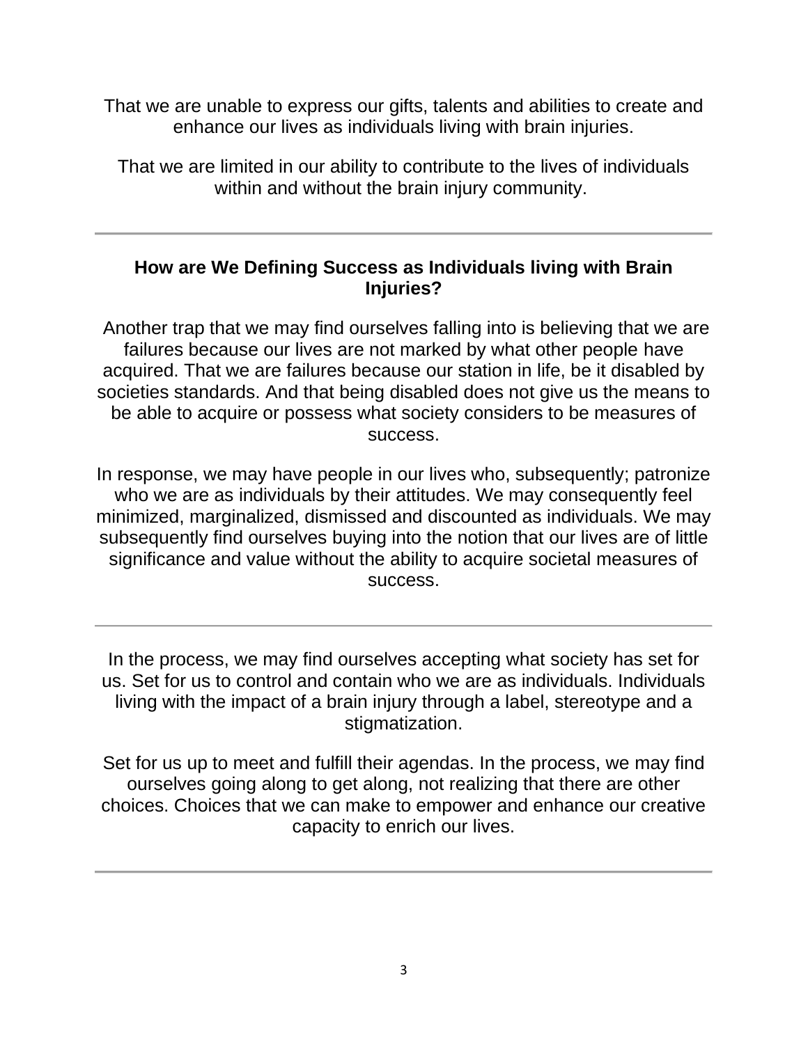That we are unable to express our gifts, talents and abilities to create and enhance our lives as individuals living with brain injuries.

That we are limited in our ability to contribute to the lives of individuals within and without the brain injury community.

---

**How are We Defining Success as Individuals living with Brain Injuries?**

Another trap that we may find ourselves falling into is believing that we are failures because our lives are not marked by what other people have acquired. That we are failures because our station in life, be it disabled by societies standards. And that being disabled does not give us the means to be able to acquire or possess what society considers to be measures of success.

In response, we may have people in our lives who, subsequently; patronize who we are as individuals by their attitudes. We may consequently feel minimized, marginalized, dismissed and discounted as individuals. We may subsequently find ourselves buying into the notion that our lives are of little significance and value without the ability to acquire societal measures of success.

---

In the process, we may find ourselves accepting what society has set for us. Set for us to control and contain who we are as individuals. Individuals living with the impact of a brain injury through a label, stereotype and a stigmatization.

Set for us up to meet and fulfill their agendas. In the process, we may find ourselves going along to get along, not realizing that there are other choices. Choices that we can make to empower and enhance our creative capacity to enrich our lives.

---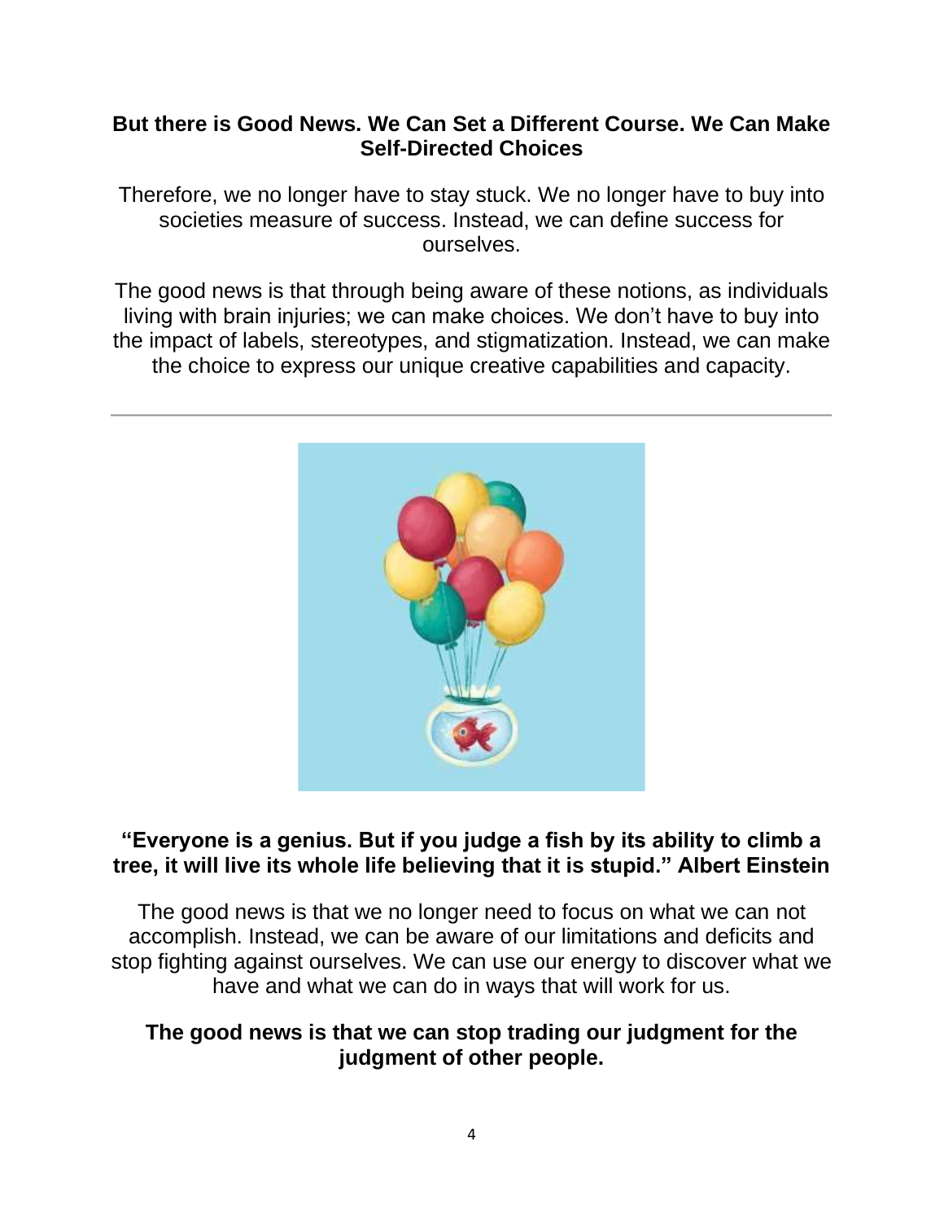**But there is Good News. We Can Set a Different Course. We Can Make Self-Directed Choices**

Therefore, we no longer have to stay stuck. We no longer have to buy into societies measure of success. Instead, we can define success for ourselves.

The good news is that through being aware of these notions, as individuals living with brain injuries; we can make choices. We don't have to buy into the impact of labels, stereotypes, and stigmatization. Instead, we can make the choice to express our unique creative capabilities and capacity.

---

**"Everyone is a genius. But if you judge a fish by its ability to climb a tree, it will live its whole life believing that it is stupid." Albert Einstein**

The good news is that we no longer need to focus on what we can not accomplish. Instead, we can be aware of our limitations and deficits and stop fighting against ourselves. We can use our energy to discover what we have and what we can do in ways that will work for us.

**The good news is that we can stop trading our judgment for the judgment of other people.**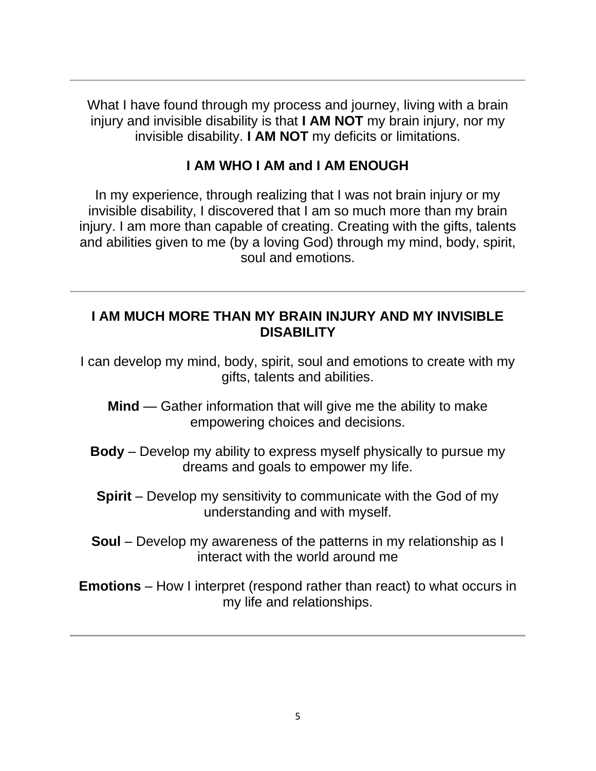---

What I have found through my process and journey, living with a brain injury and invisible disability is that **I AM NOT** my brain injury, nor my invisible disability. **I AM NOT** my deficits or limitations.

**I AM WHO I AM and I AM ENOUGH**

In my experience, through realizing that I was not brain injury or my invisible disability, I discovered that I am so much more than my brain injury. I am more than capable of creating. Creating with the gifts, talents and abilities given to me (by a loving God) through my mind, body, spirit, soul and emotions.

---

**I AM MUCH MORE THAN MY BRAIN INJURY AND MY INVISIBLE DISABILITY**

I can develop my mind, body, spirit, soul and emotions to create with my gifts, talents and abilities.

**Mind** — Gather information that will give me the ability to make empowering choices and decisions.

**Body** – Develop my ability to express myself physically to pursue my dreams and goals to empower my life.

**Spirit** – Develop my sensitivity to communicate with the God of my understanding and with myself.

**Soul** – Develop my awareness of the patterns in my relationship as I interact with the world around me

**Emotions** – How I interpret (respond rather than react) to what occurs in my life and relationships.

---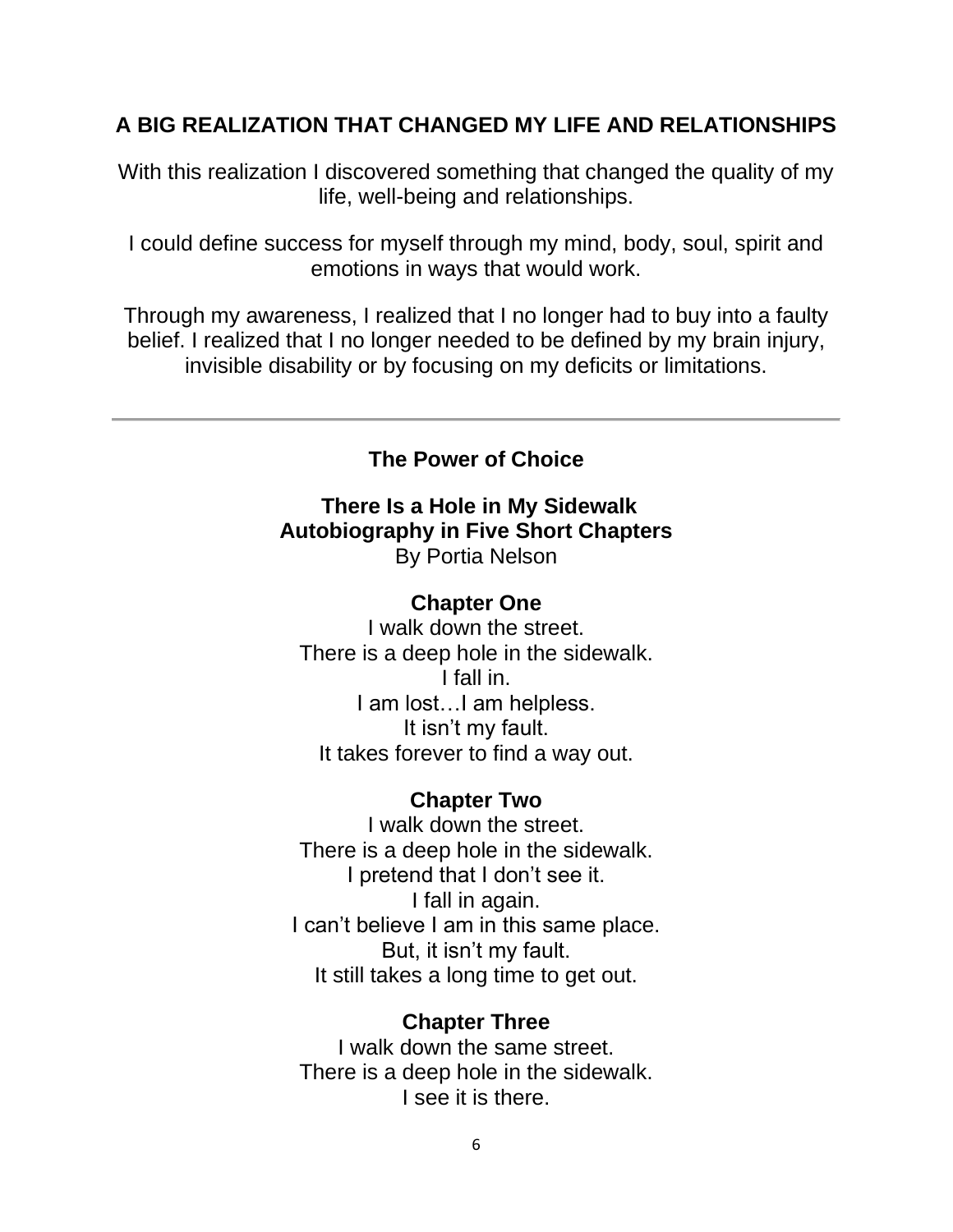## A BIG REALIZATION THAT CHANGED MY LIFE AND RELATIONSHIPS

With this realization I discovered something that changed the quality of my life, well-being and relationships.

I could define success for myself through my mind, body, soul, spirit and emotions in ways that would work.

Through my awareness, I realized that I no longer had to buy into a faulty belief. I realized that I no longer needed to be defined by my brain injury, invisible disability or by focusing on my deficits or limitations.

---

### The Power of Choice

**There Is a Hole in My Sidewalk**
**Autobiography in Five Short Chapters**
By Portia Nelson

**Chapter One**
I walk down the street.
There is a deep hole in the sidewalk.
I fall in.
I am lost…I am helpless.
It isn't my fault.
It takes forever to find a way out.

**Chapter Two**
I walk down the street.
There is a deep hole in the sidewalk.
I pretend that I don't see it.
I fall in again.
I can't believe I am in this same place.
But, it isn't my fault.
It still takes a long time to get out.

**Chapter Three**
I walk down the same street.
There is a deep hole in the sidewalk.
I see it is there.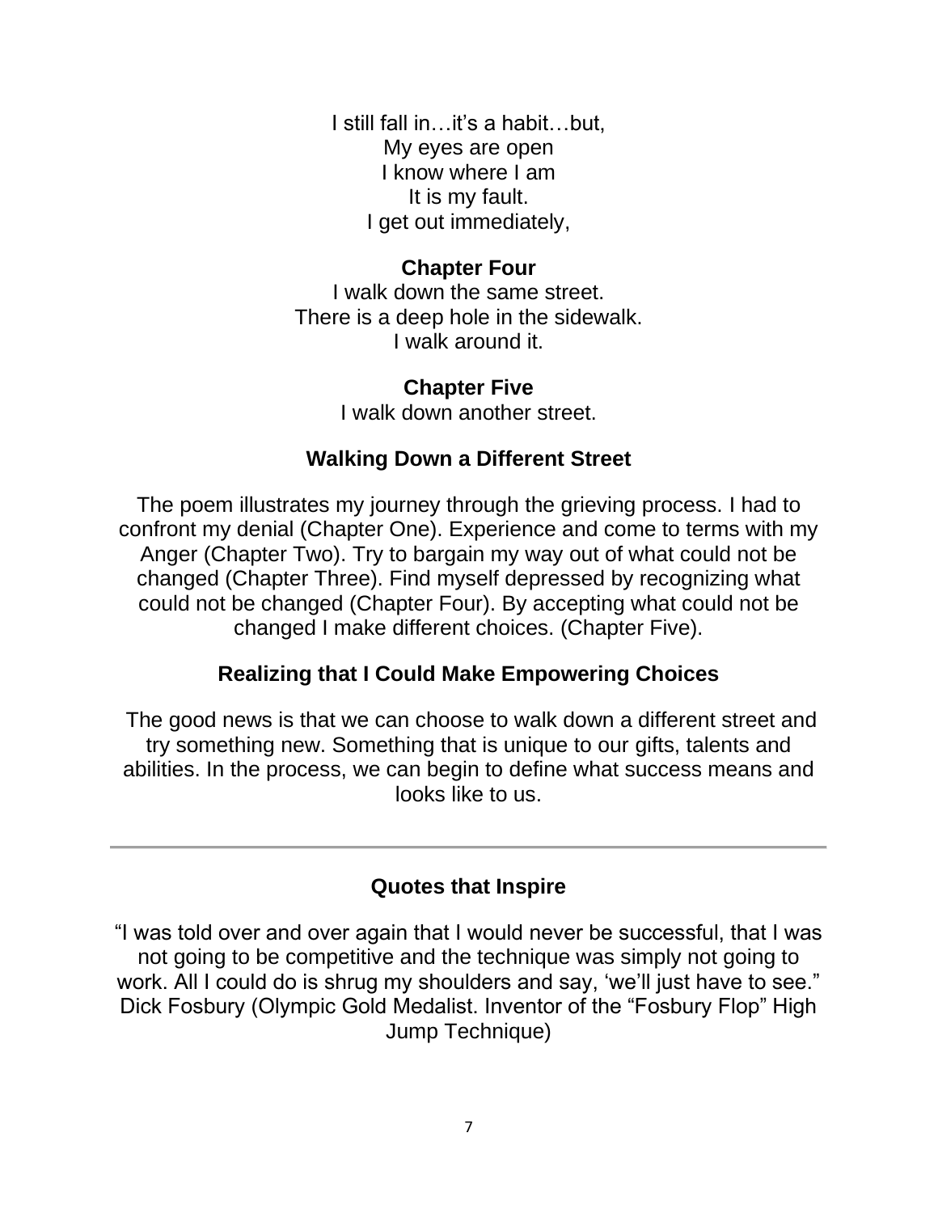I still fall in…it's a habit…but,  
My eyes are open  
I know where I am  
It is my fault.  
I get out immediately,

**Chapter Four**

I walk down the same street.  
There is a deep hole in the sidewalk.  
I walk around it.

**Chapter Five**

I walk down another street.

## Walking Down a Different Street

The poem illustrates my journey through the grieving process. I had to confront my denial (Chapter One). Experience and come to terms with my Anger (Chapter Two). Try to bargain my way out of what could not be changed (Chapter Three). Find myself depressed by recognizing what could not be changed (Chapter Four). By accepting what could not be changed I make different choices. (Chapter Five).

## Realizing that I Could Make Empowering Choices

The good news is that we can choose to walk down a different street and try something new. Something that is unique to our gifts, talents and abilities. In the process, we can begin to define what success means and looks like to us.

---

## Quotes that Inspire

"I was told over and over again that I would never be successful, that I was not going to be competitive and the technique was simply not going to work. All I could do is shrug my shoulders and say, 'we'll just have to see." Dick Fosbury (Olympic Gold Medalist. Inventor of the "Fosbury Flop" High Jump Technique)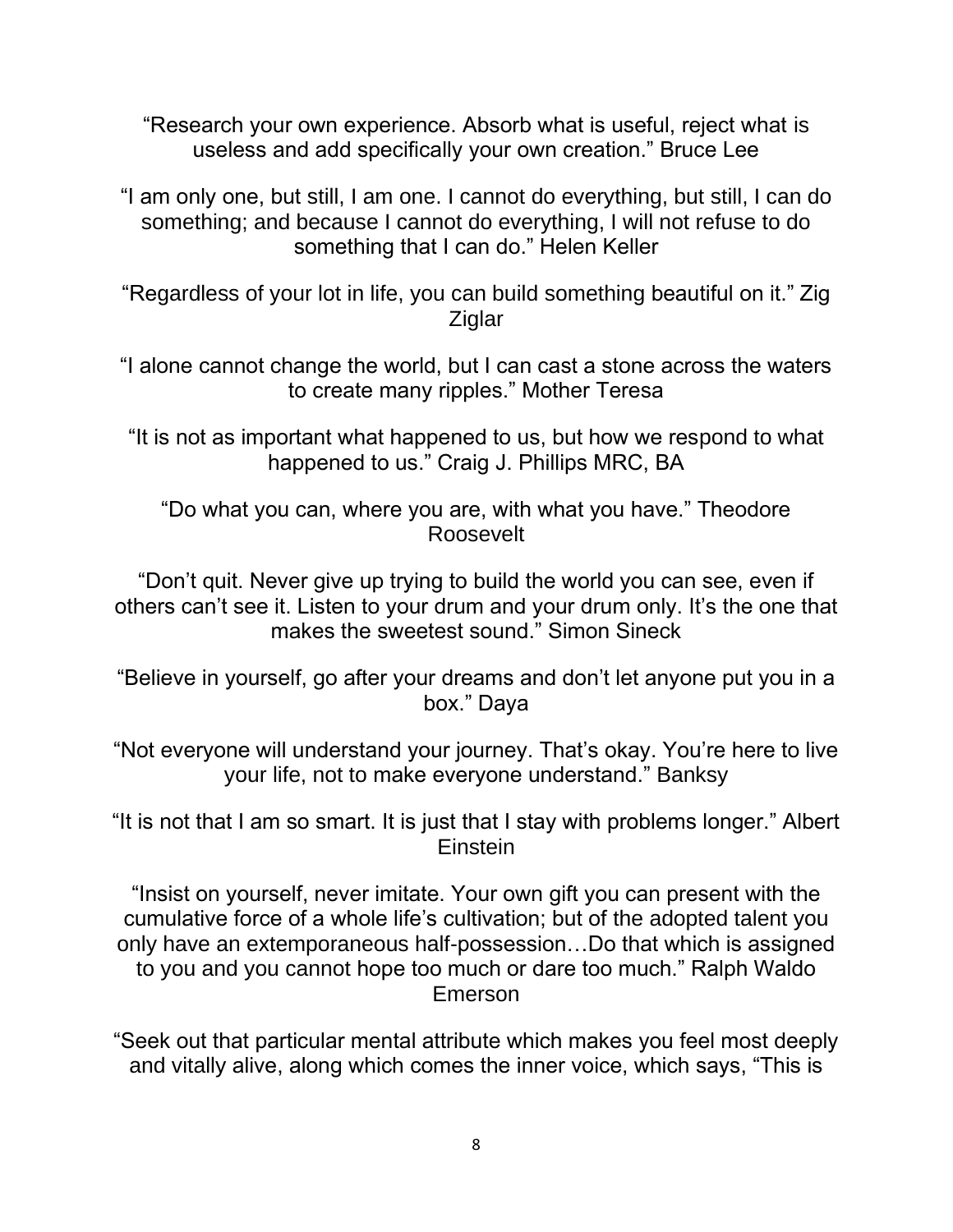"Research your own experience. Absorb what is useful, reject what is useless and add specifically your own creation." Bruce Lee

"I am only one, but still, I am one. I cannot do everything, but still, I can do something; and because I cannot do everything, I will not refuse to do something that I can do." Helen Keller

"Regardless of your lot in life, you can build something beautiful on it." Zig Ziglar

"I alone cannot change the world, but I can cast a stone across the waters to create many ripples." Mother Teresa

"It is not as important what happened to us, but how we respond to what happened to us." Craig J. Phillips MRC, BA

"Do what you can, where you are, with what you have." Theodore Roosevelt

"Don't quit. Never give up trying to build the world you can see, even if others can't see it. Listen to your drum and your drum only. It's the one that makes the sweetest sound." Simon Sineck

"Believe in yourself, go after your dreams and don't let anyone put you in a box." Daya

"Not everyone will understand your journey. That's okay. You're here to live your life, not to make everyone understand." Banksy

"It is not that I am so smart. It is just that I stay with problems longer." Albert Einstein

"Insist on yourself, never imitate. Your own gift you can present with the cumulative force of a whole life's cultivation; but of the adopted talent you only have an extemporaneous half-possession…Do that which is assigned to you and you cannot hope too much or dare too much." Ralph Waldo Emerson

"Seek out that particular mental attribute which makes you feel most deeply and vitally alive, along which comes the inner voice, which says, "This is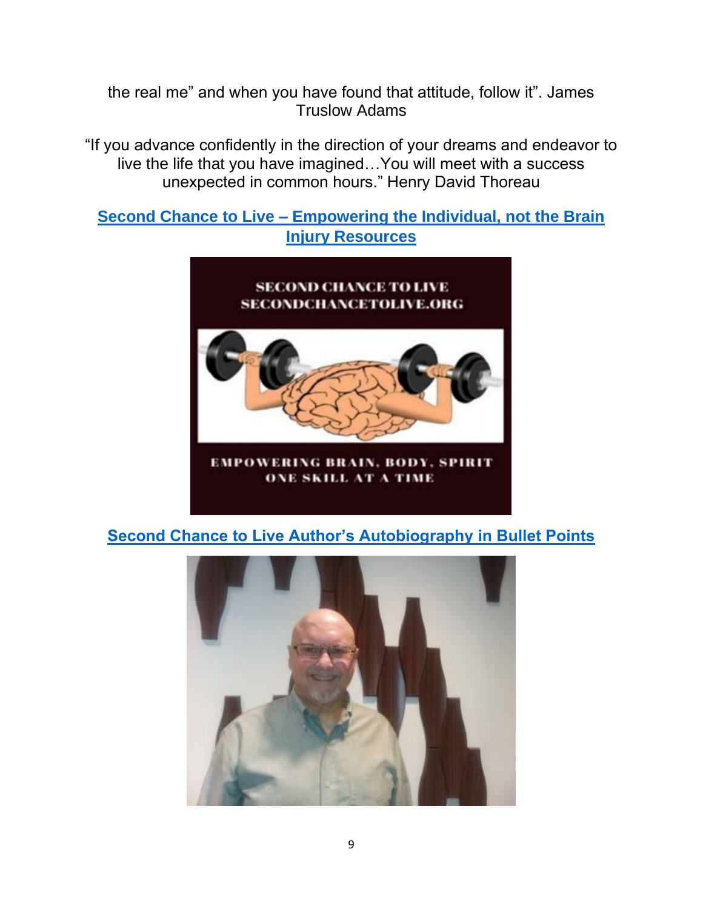the real me" and when you have found that attitude, follow it". James Truslow Adams

"If you advance confidently in the direction of your dreams and endeavor to live the life that you have imagined…You will meet with a success unexpected in common hours." Henry David Thoreau

**Second Chance to Live – Empowering the Individual, not the Brain Injury Resources**

**Second Chance to Live Author's Autobiography in Bullet Points**